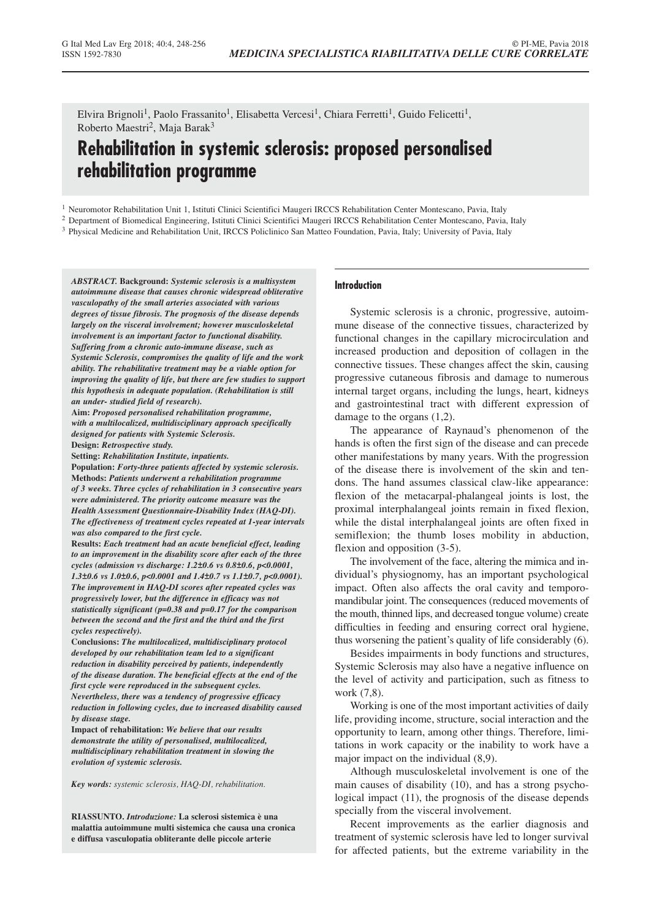Elvira Brignoli[1], Paolo Frassanito[1], Elisabetta Vercesi[1], Chiara Ferretti[1], Guido Felicetti[1], Roberto Maestri[2], Maja Barak[3]

# Rehabilitation in systemic sclerosis: proposed personalised rehabilitation programme

[1] Neuromotor Rehabilitation Unit 1, Istituti Clinici Scientifici Maugeri IRCCS Rehabilitation Center Montescano, Pavia, Italy

[2] Department of Biomedical Engineering, Istituti Clinici Scientifici Maugeri IRCCS Rehabilitation Center Montescano, Pavia, Italy

[3] Physical Medicine and Rehabilitation Unit, IRCCS Policlinico San Matteo Foundation, Pavia, Italy; University of Pavia, Italy

***ABSTRACT.* Background:** ***Systemic sclerosis is a multisystem autoimmune disease that causes chronic widespread obliterative vasculopathy of the small arteries associated with various degrees of tissue fibrosis. The prognosis of the disease depends largely on the visceral involvement; however musculoskeletal involvement is an important factor to functional disability. Suffering from a chronic auto-immune disease, such as Systemic Sclerosis, compromises the quality of life and the work ability. The rehabilitative treatment may be a viable option for improving the quality of life, but there are few studies to support this hypothesis in adequate population. (Rehabilitation is still an under- studied field of research).***

**Aim:** ***Proposed personalised rehabilitation programme, with a multilocalized, multidisciplinary approach specifically designed for patients with Systemic Sclerosis.***

**Design:** ***Retrospective study.***

**Setting:** ***Rehabilitation Institute, inpatients.***

**Population:** ***Forty-three patients affected by systemic sclerosis.***

**Methods:** ***Patients underwent a rehabilitation programme of 3 weeks. Three cycles of rehabilitation in 3 consecutive years were administered. The priority outcome measure was the Health Assessment Questionnaire-Disability Index (HAQ-DI). The effectiveness of treatment cycles repeated at 1-year intervals was also compared to the first cycle.***

**Results:** ***Each treatment had an acute beneficial effect, leading to an improvement in the disability score after each of the three cycles (admission vs discharge: 1.2±0.6 vs 0.8±0.6, p<0.0001, 1.3±0.6 vs 1.0±0.6, p<0.0001 and 1.4±0.7 vs 1.1±0.7, p<0.0001). The improvement in HAQ-DI scores after repeated cycles was progressively lower, but the difference in efficacy was not statistically significant (p=0.38 and p=0.17 for the comparison between the second and the first and the third and the first cycles respectively).***

**Conclusions:** ***The multilocalized, multidisciplinary protocol developed by our rehabilitation team led to a significant reduction in disability perceived by patients, independently of the disease duration. The beneficial effects at the end of the first cycle were reproduced in the subsequent cycles. Nevertheless, there was a tendency of progressive efficacy reduction in following cycles, due to increased disability caused by disease stage.***

**Impact of rehabilitation:** ***We believe that our results demonstrate the utility of personalised, multilocalized, multidisciplinary rehabilitation treatment in slowing the evolution of systemic sclerosis.***

***Key words:*** *systemic sclerosis, HAQ-DI, rehabilitation.*

**RIASSUNTO. *Introduzione:* La sclerosi sistemica è una malattia autoimmune multi sistemica che causa una cronica e diffusa vasculopatia obliterante delle piccole arterie**

## Introduction

Systemic sclerosis is a chronic, progressive, autoimmune disease of the connective tissues, characterized by functional changes in the capillary microcirculation and increased production and deposition of collagen in the connective tissues. These changes affect the skin, causing progressive cutaneous fibrosis and damage to numerous internal target organs, including the lungs, heart, kidneys and gastrointestinal tract with different expression of damage to the organs (1,2).

The appearance of Raynaud's phenomenon of the hands is often the first sign of the disease and can precede other manifestations by many years. With the progression of the disease there is involvement of the skin and tendons. The hand assumes classical claw-like appearance: flexion of the metacarpal-phalangeal joints is lost, the proximal interphalangeal joints remain in fixed flexion, while the distal interphalangeal joints are often fixed in semiflexion; the thumb loses mobility in abduction, flexion and opposition (3-5).

The involvement of the face, altering the mimica and individual's physiognomy, has an important psychological impact. Often also affects the oral cavity and temporomandibular joint. The consequences (reduced movements of the mouth, thinned lips, and decreased tongue volume) create difficulties in feeding and ensuring correct oral hygiene, thus worsening the patient's quality of life considerably (6).

Besides impairments in body functions and structures, Systemic Sclerosis may also have a negative influence on the level of activity and participation, such as fitness to work (7,8).

Working is one of the most important activities of daily life, providing income, structure, social interaction and the opportunity to learn, among other things. Therefore, limitations in work capacity or the inability to work have a major impact on the individual (8,9).

Although musculoskeletal involvement is one of the main causes of disability (10), and has a strong psychological impact (11), the prognosis of the disease depends specially from the visceral involvement.

Recent improvements as the earlier diagnosis and treatment of systemic sclerosis have led to longer survival for affected patients, but the extreme variability in the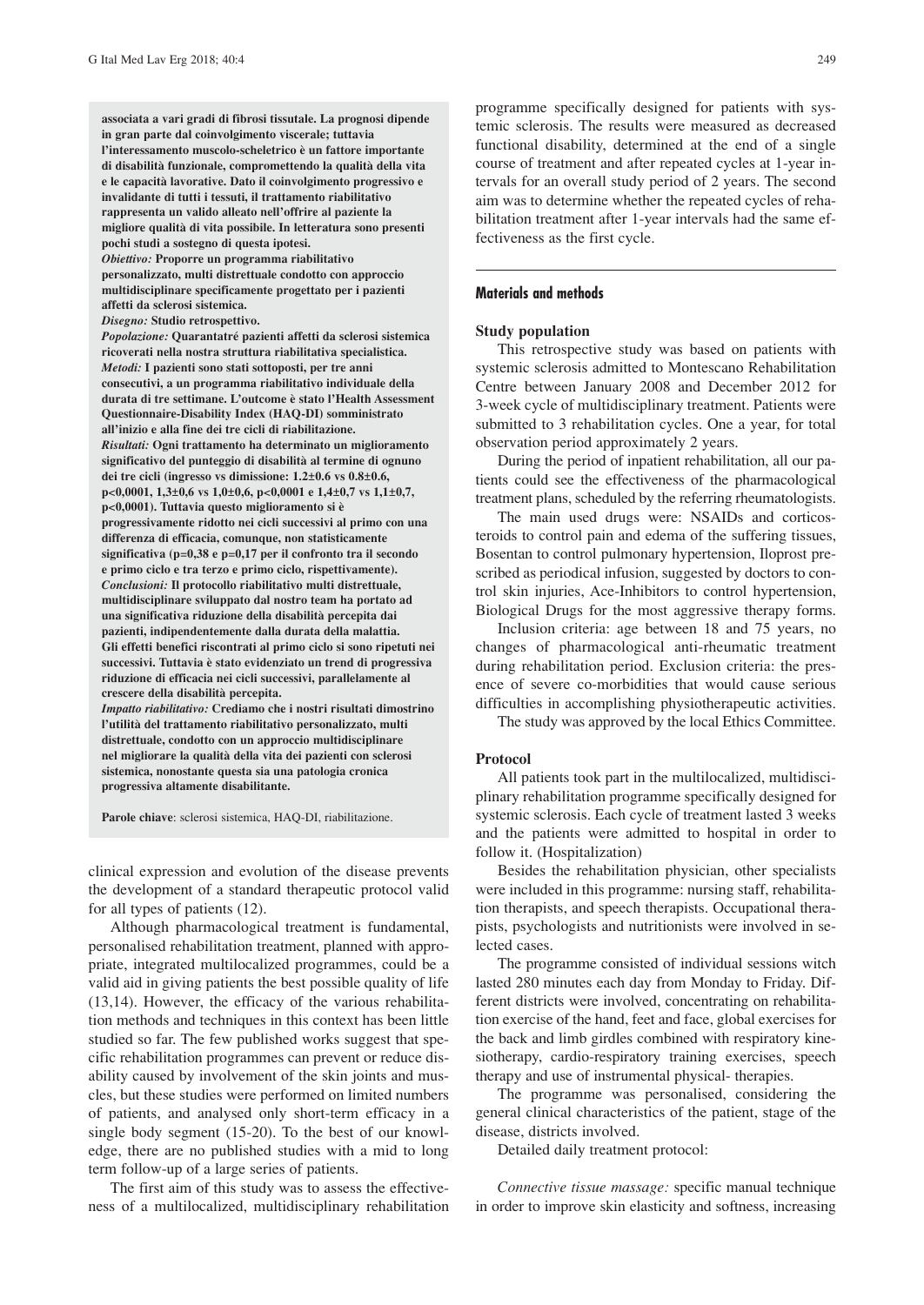**associata a vari gradi di fibrosi tissutale. La prognosi dipende in gran parte dal coinvolgimento viscerale; tuttavia l'interessamento muscolo-scheletrico è un fattore importante di disabilità funzionale, compromettendo la qualità della vita e le capacità lavorative. Dato il coinvolgimento progressivo e invalidante di tutti i tessuti, il trattamento riabilitativo rappresenta un valido alleato nell'offrire al paziente la migliore qualità di vita possibile. In letteratura sono presenti pochi studi a sostegno di questa ipotesi.**

***Obiettivo:*** **Proporre un programma riabilitativo personalizzato, multi distrettuale condotto con approccio multidisciplinare specificamente progettato per i pazienti affetti da sclerosi sistemica.**

***Disegno:*** **Studio retrospettivo.**

***Popolazione:*** **Quarantatré pazienti affetti da sclerosi sistemica ricoverati nella nostra struttura riabilitativa specialistica.**

***Metodi:*** **I pazienti sono stati sottoposti, per tre anni consecutivi, a un programma riabilitativo individuale della durata di tre settimane. L'outcome è stato l'Health Assessment Questionnaire-Disability Index (HAQ-DI) somministrato all'inizio e alla fine dei tre cicli di riabilitazione.**

***Risultati:*** **Ogni trattamento ha determinato un miglioramento significativo del punteggio di disabilità al termine di ognuno dei tre cicli (ingresso vs dimissione: 1.2±0.6 vs 0.8±0.6, p<0,0001, 1,3±0,6 vs 1,0±0,6, p<0,0001 e 1,4±0,7 vs 1,1±0,7, p<0,0001). Tuttavia questo miglioramento si è progressivamente ridotto nei cicli successivi al primo con una differenza di efficacia, comunque, non statisticamente significativa (p=0,38 e p=0,17 per il confronto tra il secondo e primo ciclo e tra terzo e primo ciclo, rispettivamente).**

***Conclusioni:*** **Il protocollo riabilitativo multi distrettuale, multidisciplinare sviluppato dal nostro team ha portato ad una significativa riduzione della disabilità percepita dai pazienti, indipendentemente dalla durata della malattia. Gli effetti benefici riscontrati al primo ciclo si sono ripetuti nei successivi. Tuttavia è stato evidenziato un trend di progressiva riduzione di efficacia nei cicli successivi, parallelamente al crescere della disabilità percepita.**

***Impatto riabilitativo:*** **Crediamo che i nostri risultati dimostrino l'utilità del trattamento riabilitativo personalizzato, multi distrettuale, condotto con un approccio multidisciplinare nel migliorare la qualità della vita dei pazienti con sclerosi sistemica, nonostante questa sia una patologia cronica progressiva altamente disabilitante.**

**Parole chiave**: sclerosi sistemica, HAQ-DI, riabilitazione.

clinical expression and evolution of the disease prevents the development of a standard therapeutic protocol valid for all types of patients (12).

Although pharmacological treatment is fundamental, personalised rehabilitation treatment, planned with appropriate, integrated multilocalized programmes, could be a valid aid in giving patients the best possible quality of life (13,14). However, the efficacy of the various rehabilitation methods and techniques in this context has been little studied so far. The few published works suggest that specific rehabilitation programmes can prevent or reduce disability caused by involvement of the skin joints and muscles, but these studies were performed on limited numbers of patients, and analysed only short-term efficacy in a single body segment (15-20). To the best of our knowledge, there are no published studies with a mid to long term follow-up of a large series of patients.

The first aim of this study was to assess the effectiveness of a multilocalized, multidisciplinary rehabilitation programme specifically designed for patients with systemic sclerosis. The results were measured as decreased functional disability, determined at the end of a single course of treatment and after repeated cycles at 1-year intervals for an overall study period of 2 years. The second aim was to determine whether the repeated cycles of rehabilitation treatment after 1-year intervals had the same effectiveness as the first cycle.

## Materials and methods

### Study population

This retrospective study was based on patients with systemic sclerosis admitted to Montescano Rehabilitation Centre between January 2008 and December 2012 for 3-week cycle of multidisciplinary treatment. Patients were submitted to 3 rehabilitation cycles. One a year, for total observation period approximately 2 years.

During the period of inpatient rehabilitation, all our patients could see the effectiveness of the pharmacological treatment plans, scheduled by the referring rheumatologists.

The main used drugs were: NSAIDs and corticosteroids to control pain and edema of the suffering tissues, Bosentan to control pulmonary hypertension, Iloprost prescribed as periodical infusion, suggested by doctors to control skin injuries, Ace-Inhibitors to control hypertension, Biological Drugs for the most aggressive therapy forms.

Inclusion criteria: age between 18 and 75 years, no changes of pharmacological anti-rheumatic treatment during rehabilitation period. Exclusion criteria: the presence of severe co-morbidities that would cause serious difficulties in accomplishing physiotherapeutic activities.

The study was approved by the local Ethics Committee.

### Protocol

All patients took part in the multilocalized, multidisciplinary rehabilitation programme specifically designed for systemic sclerosis. Each cycle of treatment lasted 3 weeks and the patients were admitted to hospital in order to follow it. (Hospitalization)

Besides the rehabilitation physician, other specialists were included in this programme: nursing staff, rehabilitation therapists, and speech therapists. Occupational therapists, psychologists and nutritionists were involved in selected cases.

The programme consisted of individual sessions witch lasted 280 minutes each day from Monday to Friday. Different districts were involved, concentrating on rehabilitation exercise of the hand, feet and face, global exercises for the back and limb girdles combined with respiratory kinesiotherapy, cardio-respiratory training exercises, speech therapy and use of instrumental physical- therapies.

The programme was personalised, considering the general clinical characteristics of the patient, stage of the disease, districts involved.

Detailed daily treatment protocol:

*Connective tissue massage:* specific manual technique in order to improve skin elasticity and softness, increasing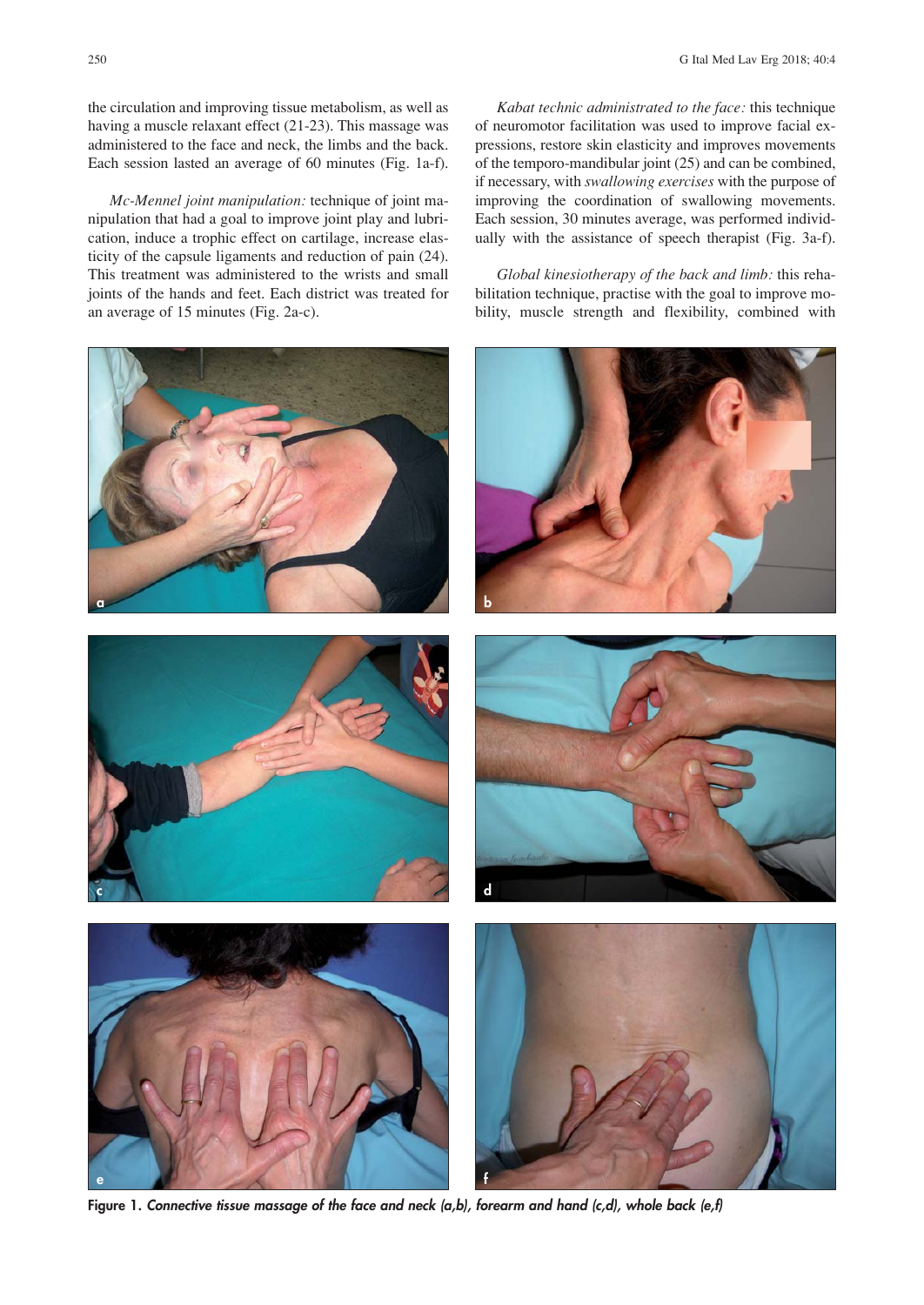the circulation and improving tissue metabolism, as well as having a muscle relaxant effect (21-23). This massage was administered to the face and neck, the limbs and the back. Each session lasted an average of 60 minutes (Fig. 1a-f).

*Mc-Mennel joint manipulation:* technique of joint manipulation that had a goal to improve joint play and lubrication, induce a trophic effect on cartilage, increase elasticity of the capsule ligaments and reduction of pain (24). This treatment was administered to the wrists and small joints of the hands and feet. Each district was treated for an average of 15 minutes (Fig. 2a-c).

*Kabat technic administrated to the face:* this technique of neuromotor facilitation was used to improve facial expressions, restore skin elasticity and improves movements of the temporo-mandibular joint (25) and can be combined, if necessary, with *swallowing exercises* with the purpose of improving the coordination of swallowing movements. Each session, 30 minutes average, was performed individually with the assistance of speech therapist (Fig. 3a-f).

*Global kinesiotherapy of the back and limb:* this rehabilitation technique, practise with the goal to improve mobility, muscle strength and flexibility, combined with

**Figure 1.** ***Connective tissue massage of the face and neck (a,b), forearm and hand (c,d), whole back (e,f)***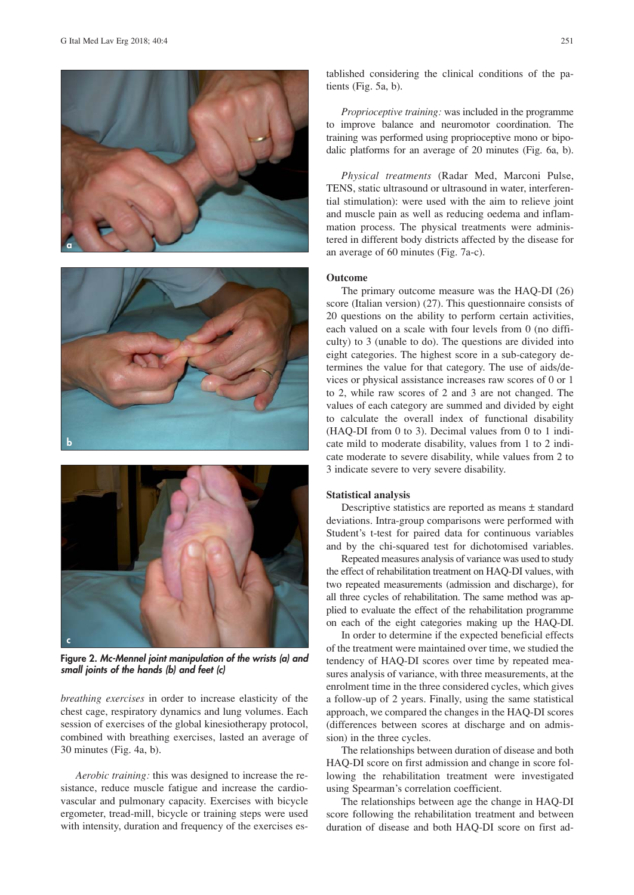Figure 2. *Mc-Mennel joint manipulation of the wrists (a) and small joints of the hands (b) and feet (c)*

*breathing exercises* in order to increase elasticity of the chest cage, respiratory dynamics and lung volumes. Each session of exercises of the global kinesiotherapy protocol, combined with breathing exercises, lasted an average of 30 minutes (Fig. 4a, b).

*Aerobic training:* this was designed to increase the resistance, reduce muscle fatigue and increase the cardiovascular and pulmonary capacity. Exercises with bicycle ergometer, tread-mill, bicycle or training steps were used with intensity, duration and frequency of the exercises established considering the clinical conditions of the patients (Fig. 5a, b).

*Proprioceptive training:* was included in the programme to improve balance and neuromotor coordination. The training was performed using proprioceptive mono or bipodalic platforms for an average of 20 minutes (Fig. 6a, b).

*Physical treatments* (Radar Med, Marconi Pulse, TENS, static ultrasound or ultrasound in water, interferential stimulation): were used with the aim to relieve joint and muscle pain as well as reducing oedema and inflammation process. The physical treatments were administered in different body districts affected by the disease for an average of 60 minutes (Fig. 7a-c).

### Outcome

The primary outcome measure was the HAQ-DI (26) score (Italian version) (27). This questionnaire consists of 20 questions on the ability to perform certain activities, each valued on a scale with four levels from 0 (no difficulty) to 3 (unable to do). The questions are divided into eight categories. The highest score in a sub-category determines the value for that category. The use of aids/devices or physical assistance increases raw scores of 0 or 1 to 2, while raw scores of 2 and 3 are not changed. The values of each category are summed and divided by eight to calculate the overall index of functional disability (HAQ-DI from 0 to 3). Decimal values from 0 to 1 indicate mild to moderate disability, values from 1 to 2 indicate moderate to severe disability, while values from 2 to 3 indicate severe to very severe disability.

### Statistical analysis

Descriptive statistics are reported as means ± standard deviations. Intra-group comparisons were performed with Student's t-test for paired data for continuous variables and by the chi-squared test for dichotomised variables.

Repeated measures analysis of variance was used to study the effect of rehabilitation treatment on HAQ-DI values, with two repeated measurements (admission and discharge), for all three cycles of rehabilitation. The same method was applied to evaluate the effect of the rehabilitation programme on each of the eight categories making up the HAQ-DI.

In order to determine if the expected beneficial effects of the treatment were maintained over time, we studied the tendency of HAQ-DI scores over time by repeated measures analysis of variance, with three measurements, at the enrolment time in the three considered cycles, which gives a follow-up of 2 years. Finally, using the same statistical approach, we compared the changes in the HAQ-DI scores (differences between scores at discharge and on admission) in the three cycles.

The relationships between duration of disease and both HAQ-DI score on first admission and change in score following the rehabilitation treatment were investigated using Spearman's correlation coefficient.

The relationships between age the change in HAQ-DI score following the rehabilitation treatment and between duration of disease and both HAQ-DI score on first ad-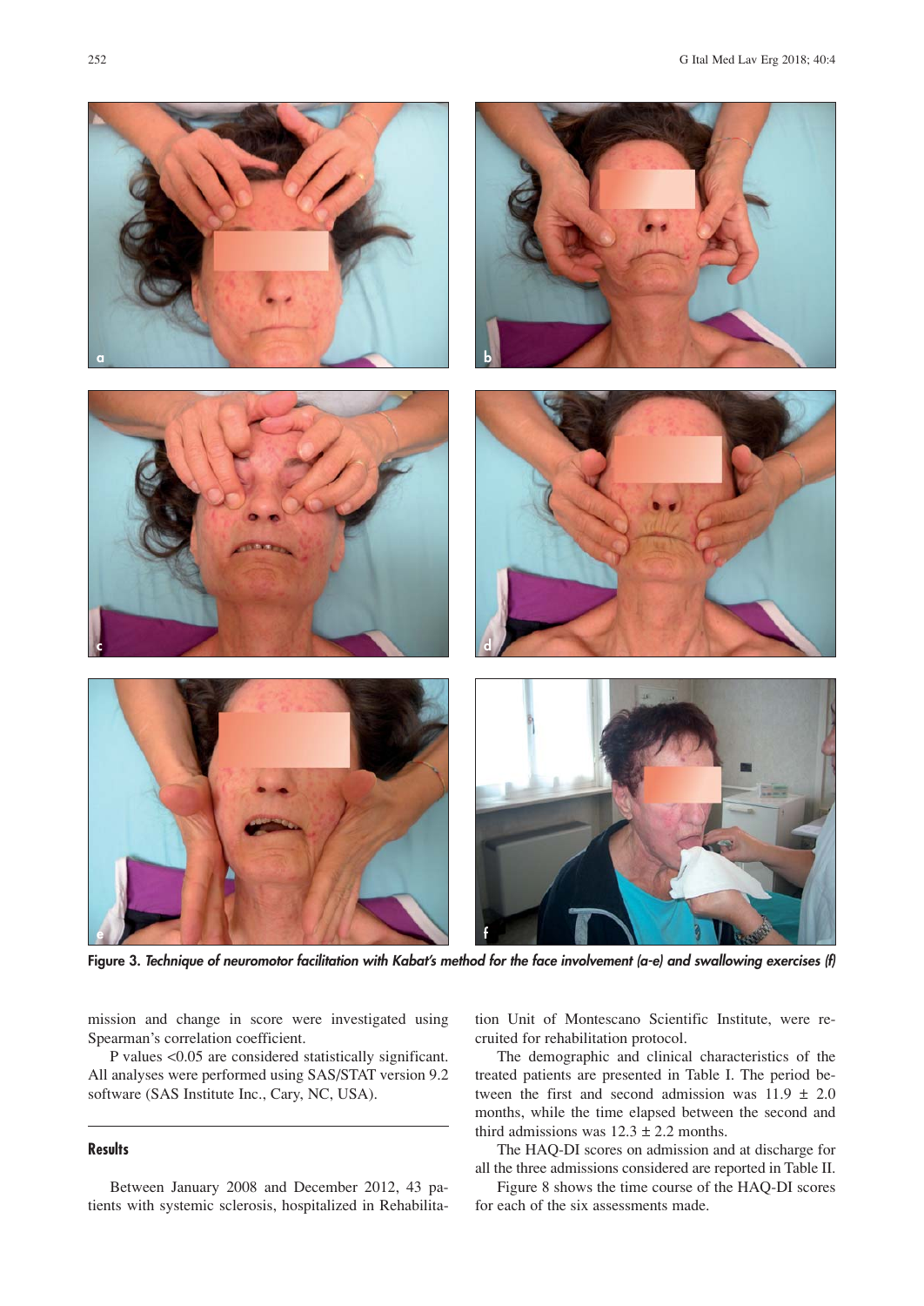Figure 3. *Technique of neuromotor facilitation with Kabat's method for the face involvement (a-e) and swallowing exercises (f)*

mission and change in score were investigated using Spearman's correlation coefficient.

P values <0.05 are considered statistically significant. All analyses were performed using SAS/STAT version 9.2 software (SAS Institute Inc., Cary, NC, USA).

## Results

Between January 2008 and December 2012, 43 patients with systemic sclerosis, hospitalized in Rehabilitation Unit of Montescano Scientific Institute, were recruited for rehabilitation protocol.

The demographic and clinical characteristics of the treated patients are presented in Table I. The period between the first and second admission was 11.9 ± 2.0 months, while the time elapsed between the second and third admissions was 12.3 ± 2.2 months.

The HAQ-DI scores on admission and at discharge for all the three admissions considered are reported in Table II.

Figure 8 shows the time course of the HAQ-DI scores for each of the six assessments made.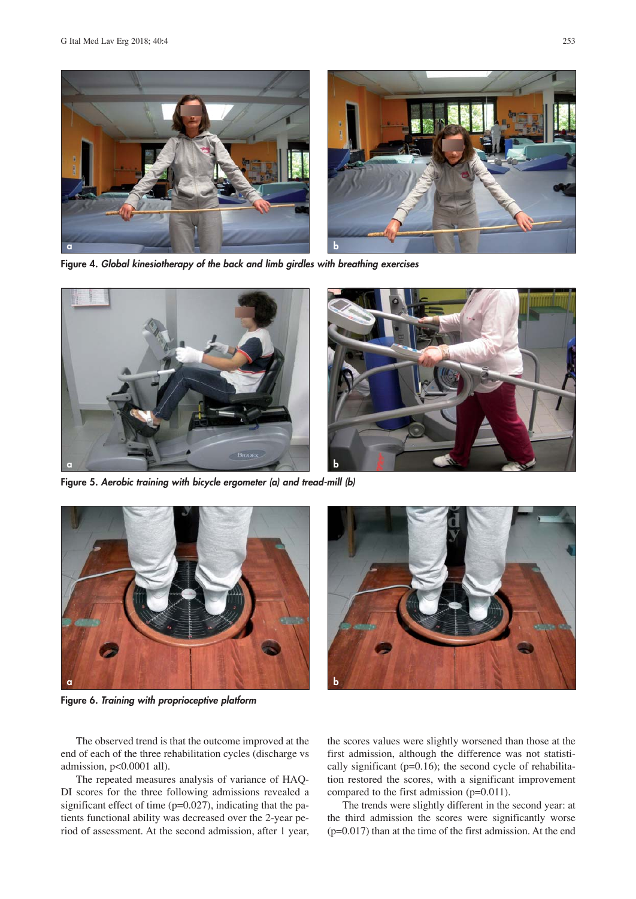Figure 4. *Global kinesiotherapy of the back and limb girdles with breathing exercises*

Figure 5. *Aerobic training with bicycle ergometer (a) and tread-mill (b)*

Figure 6. *Training with proprioceptive platform*

The observed trend is that the outcome improved at the end of each of the three rehabilitation cycles (discharge vs admission, $p<0.0001$ all).

The repeated measures analysis of variance of HAQ-DI scores for the three following admissions revealed a significant effect of time ($p=0.027$), indicating that the patients functional ability was decreased over the 2-year period of assessment. At the second admission, after 1 year, the scores values were slightly worsened than those at the first admission, although the difference was not statistically significant ($p=0.16$); the second cycle of rehabilitation restored the scores, with a significant improvement compared to the first admission ($p=0.011$).

The trends were slightly different in the second year: at the third admission the scores were significantly worse ($p=0.017$) than at the time of the first admission. At the end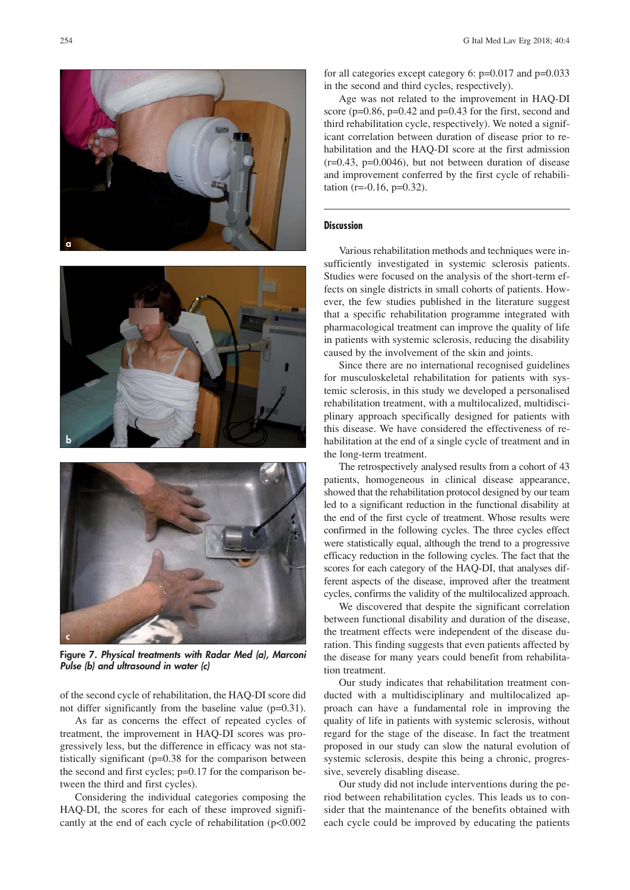Figure 7. *Physical treatments with Radar Med (a), Marconi Pulse (b) and ultrasound in water (c)*

of the second cycle of rehabilitation, the HAQ-DI score did not differ significantly from the baseline value ($p=0.31$).

As far as concerns the effect of repeated cycles of treatment, the improvement in HAQ-DI scores was progressively less, but the difference in efficacy was not statistically significant ($p=0.38$ for the comparison between the second and first cycles; $p=0.17$ for the comparison between the third and first cycles).

Considering the individual categories composing the HAQ-DI, the scores for each of these improved significantly at the end of each cycle of rehabilitation ($p<0.002$ for all categories except category 6: $p=0.017$ and $p=0.033$ in the second and third cycles, respectively).

Age was not related to the improvement in HAQ-DI score ($p=0.86$, $p=0.42$ and $p=0.43$ for the first, second and third rehabilitation cycle, respectively). We noted a significant correlation between duration of disease prior to rehabilitation and the HAQ-DI score at the first admission ($r=0.43$, $p=0.0046$), but not between duration of disease and improvement conferred by the first cycle of rehabilitation ($r=-0.16$, $p=0.32$).

## Discussion

Various rehabilitation methods and techniques were insufficiently investigated in systemic sclerosis patients. Studies were focused on the analysis of the short-term effects on single districts in small cohorts of patients. However, the few studies published in the literature suggest that a specific rehabilitation programme integrated with pharmacological treatment can improve the quality of life in patients with systemic sclerosis, reducing the disability caused by the involvement of the skin and joints.

Since there are no international recognised guidelines for musculoskeletal rehabilitation for patients with systemic sclerosis, in this study we developed a personalised rehabilitation treatment, with a multilocalized, multidisciplinary approach specifically designed for patients with this disease. We have considered the effectiveness of rehabilitation at the end of a single cycle of treatment and in the long-term treatment.

The retrospectively analysed results from a cohort of 43 patients, homogeneous in clinical disease appearance, showed that the rehabilitation protocol designed by our team led to a significant reduction in the functional disability at the end of the first cycle of treatment. Whose results were confirmed in the following cycles. The three cycles effect were statistically equal, although the trend to a progressive efficacy reduction in the following cycles. The fact that the scores for each category of the HAQ-DI, that analyses different aspects of the disease, improved after the treatment cycles, confirms the validity of the multilocalized approach.

We discovered that despite the significant correlation between functional disability and duration of the disease, the treatment effects were independent of the disease duration. This finding suggests that even patients affected by the disease for many years could benefit from rehabilitation treatment.

Our study indicates that rehabilitation treatment conducted with a multidisciplinary and multilocalized approach can have a fundamental role in improving the quality of life in patients with systemic sclerosis, without regard for the stage of the disease. In fact the treatment proposed in our study can slow the natural evolution of systemic sclerosis, despite this being a chronic, progressive, severely disabling disease.

Our study did not include interventions during the period between rehabilitation cycles. This leads us to consider that the maintenance of the benefits obtained with each cycle could be improved by educating the patients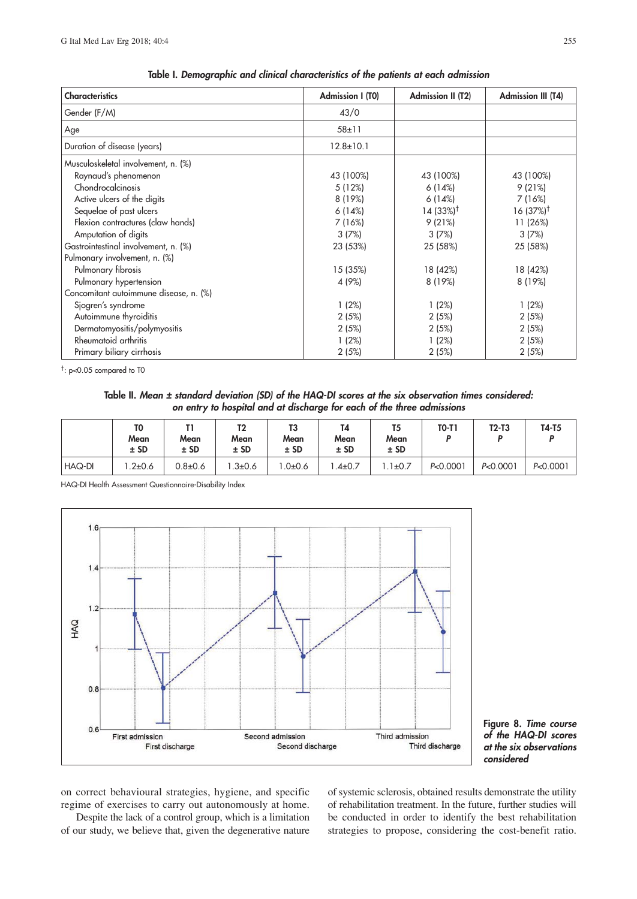**Table I.** ***Demographic and clinical characteristics of the patients at each admission***

| Characteristics | Admission I (T0) | Admission II (T2) | Admission III (T4) |
|---|---|---|---|
| Gender (F/M) | 43/0 | | |
| Age | 58±11 | | |
| Duration of disease (years) | 12.8±10.1 | | |
| Musculoskeletal involvement, n. (%) | | | |
| Raynaud's phenomenon | 43 (100%) | 43 (100%) | 43 (100%) |
| Chondrocalcinosis | 5 (12%) | 6 (14%) | 9 (21%) |
| Active ulcers of the digits | 8 (19%) | 6 (14%) | 7 (16%) |
| Sequelae of past ulcers | 6 (14%) | 14 (33%)† | 16 (37%)† |
| Flexion contractures (claw hands) | 7 (16%) | 9 (21%) | 11 (26%) |
| Amputation of digits | 3 (7%) | 3 (7%) | 3 (7%) |
| Gastrointestinal involvement, n. (%) | 23 (53%) | 25 (58%) | 25 (58%) |
| Pulmonary involvement, n. (%) | | | |
| Pulmonary fibrosis | 15 (35%) | 18 (42%) | 18 (42%) |
| Pulmonary hypertension | 4 (9%) | 8 (19%) | 8 (19%) |
| Concomitant autoimmune disease, n. (%) | | | |
| Sjogren's syndrome | 1 (2%) | 1 (2%) | 1 (2%) |
| Autoimmune thyroiditis | 2 (5%) | 2 (5%) | 2 (5%) |
| Dermatomyositis/polymyositis | 2 (5%) | 2 (5%) | 2 (5%) |
| Rheumatoid arthritis | 1 (2%) | 1 (2%) | 2 (5%) |
| Primary biliary cirrhosis | 2 (5%) | 2 (5%) | 2 (5%) |

†: $p<0.05$ compared to T0

**Table II.** ***Mean ± standard deviation (SD) of the HAQ-DI scores at the six observation times considered: on entry to hospital and at discharge for each of the three admissions***

| | T0 Mean ± SD | T1 Mean ± SD | T2 Mean ± SD | T3 Mean ± SD | T4 Mean ± SD | T5 Mean ± SD | T0-T1 *P* | T2-T3 *P* | T4-T5 *P* |
|---|---|---|---|---|---|---|---|---|---|
| HAQ-DI | 1.2±0.6 | 0.8±0.6 | 1.3±0.6 | 1.0±0.6 | 1.4±0.7 | 1.1±0.7 | *P*<0.0001 | *P*<0.0001 | *P*<0.0001 |

HAQ-DI Health Assessment Questionnaire-Disability Index

**Figure 8.** ***Time course of the HAQ-DI scores at the six observations considered***

on correct behavioural strategies, hygiene, and specific regime of exercises to carry out autonomously at home.

Despite the lack of a control group, which is a limitation of our study, we believe that, given the degenerative nature of systemic sclerosis, obtained results demonstrate the utility of rehabilitation treatment. In the future, further studies will be conducted in order to identify the best rehabilitation strategies to propose, considering the cost-benefit ratio.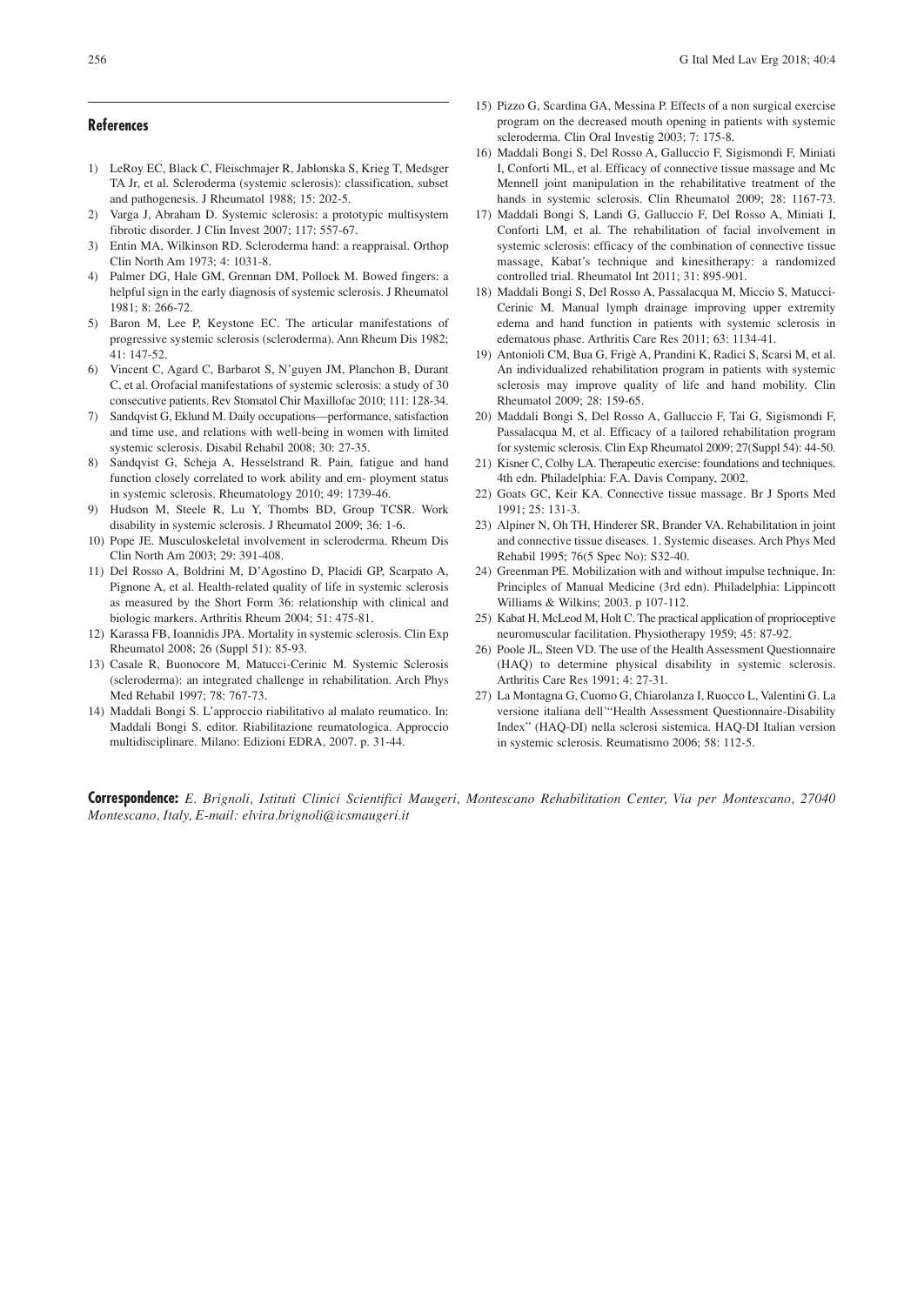## References

1) LeRoy EC, Black C, Fleischmajer R, Jablonska S, Krieg T, Medsger TA Jr, et al. Scleroderma (systemic sclerosis): classification, subset and pathogenesis. J Rheumatol 1988; 15: 202-5.
2) Varga J, Abraham D. Systemic sclerosis: a prototypic multisystem fibrotic disorder. J Clin Invest 2007; 117: 557-67.
3) Entin MA, Wilkinson RD. Scleroderma hand: a reappraisal. Orthop Clin North Am 1973; 4: 1031-8.
4) Palmer DG, Hale GM, Grennan DM, Pollock M. Bowed fingers: a helpful sign in the early diagnosis of systemic sclerosis. J Rheumatol 1981; 8: 266-72.
5) Baron M, Lee P, Keystone EC. The articular manifestations of progressive systemic sclerosis (scleroderma). Ann Rheum Dis 1982; 41: 147-52.
6) Vincent C, Agard C, Barbarot S, N'guyen JM, Planchon B, Durant C, et al. Orofacial manifestations of systemic sclerosis: a study of 30 consecutive patients. Rev Stomatol Chir Maxillofac 2010; 111: 128-34.
7) Sandqvist G, Eklund M. Daily occupations—performance, satisfaction and time use, and relations with well-being in women with limited systemic sclerosis. Disabil Rehabil 2008; 30: 27-35.
8) Sandqvist G, Scheja A, Hesselstrand R. Pain, fatigue and hand function closely correlated to work ability and em- ployment status in systemic sclerosis. Rheumatology 2010; 49: 1739-46.
9) Hudson M, Steele R, Lu Y, Thombs BD, Group TCSR. Work disability in systemic sclerosis. J Rheumatol 2009; 36: 1-6.
10) Pope JE. Musculoskeletal involvement in scleroderma. Rheum Dis Clin North Am 2003; 29: 391-408.
11) Del Rosso A, Boldrini M, D'Agostino D, Placidi GP, Scarpato A, Pignone A, et al. Health-related quality of life in systemic sclerosis as measured by the Short Form 36: relationship with clinical and biologic markers. Arthritis Rheum 2004; 51: 475-81.
12) Karassa FB, Ioannidis JPA. Mortality in systemic sclerosis. Clin Exp Rheumatol 2008; 26 (Suppl 51): 85-93.
13) Casale R, Buonocore M, Matucci-Cerinic M. Systemic Sclerosis (scleroderma): an integrated challenge in rehabilitation. Arch Phys Med Rehabil 1997; 78: 767-73.
14) Maddali Bongi S. L'approccio riabilitativo al malato reumatico. In: Maddali Bongi S. editor. Riabilitazione reumatologica. Approccio multidisciplinare. Milano: Edizioni EDRA, 2007. p. 31-44.
15) Pizzo G, Scardina GA, Messina P. Effects of a non surgical exercise program on the decreased mouth opening in patients with systemic scleroderma. Clin Oral Investig 2003; 7: 175-8.
16) Maddali Bongi S, Del Rosso A, Galluccio F, Sigismondi F, Miniati I, Conforti ML, et al. Efficacy of connective tissue massage and Mc Mennell joint manipulation in the rehabilitative treatment of the hands in systemic sclerosis. Clin Rheumatol 2009; 28: 1167-73.
17) Maddali Bongi S, Landi G, Galluccio F, Del Rosso A, Miniati I, Conforti LM, et al. The rehabilitation of facial involvement in systemic sclerosis: efficacy of the combination of connective tissue massage, Kabat's technique and kinesitherapy: a randomized controlled trial. Rheumatol Int 2011; 31: 895-901.
18) Maddali Bongi S, Del Rosso A, Passalacqua M, Miccio S, Matucci-Cerinic M. Manual lymph drainage improving upper extremity edema and hand function in patients with systemic sclerosis in edematous phase. Arthritis Care Res 2011; 63: 1134-41.
19) Antonioli CM, Bua G, Frigè A, Prandini K, Radici S, Scarsi M, et al. An individualized rehabilitation program in patients with systemic sclerosis may improve quality of life and hand mobility. Clin Rheumatol 2009; 28: 159-65.
20) Maddali Bongi S, Del Rosso A, Galluccio F, Tai G, Sigismondi F, Passalacqua M, et al. Efficacy of a tailored rehabilitation program for systemic sclerosis. Clin Exp Rheumatol 2009; 27(Suppl 54): 44-50.
21) Kisner C, Colby LA. Therapeutic exercise: foundations and techniques. 4th edn. Philadelphia: F.A. Davis Company, 2002.
22) Goats GC, Keir KA. Connective tissue massage. Br J Sports Med 1991; 25: 131-3.
23) Alpiner N, Oh TH, Hinderer SR, Brander VA. Rehabilitation in joint and connective tissue diseases. 1. Systemic diseases. Arch Phys Med Rehabil 1995; 76(5 Spec No): S32-40.
24) Greenman PE. Mobilization with and without impulse technique. In: Principles of Manual Medicine (3rd edn). Philadelphia: Lippincott Williams & Wilkins; 2003. p 107-112.
25) Kabat H, McLeod M, Holt C. The practical application of proprioceptive neuromuscular facilitation. Physiotherapy 1959; 45: 87-92.
26) Poole JL, Steen VD. The use of the Health Assessment Questionnaire (HAQ) to determine physical disability in systemic sclerosis. Arthritis Care Res 1991; 4: 27-31.
27) La Montagna G, Cuomo G, Chiarolanza I, Ruocco L, Valentini G. La versione italiana dell'"Health Assessment Questionnaire-Disability Index" (HAQ-DI) nella sclerosi sistemica. HAQ-DI Italian version in systemic sclerosis. Reumatismo 2006; 58: 112-5.

**Correspondence:** *E. Brignoli, Istituti Clinici Scientifici Maugeri, Montescano Rehabilitation Center, Via per Montescano, 27040 Montescano, Italy, E-mail: elvira.brignoli@icsmaugeri.it*